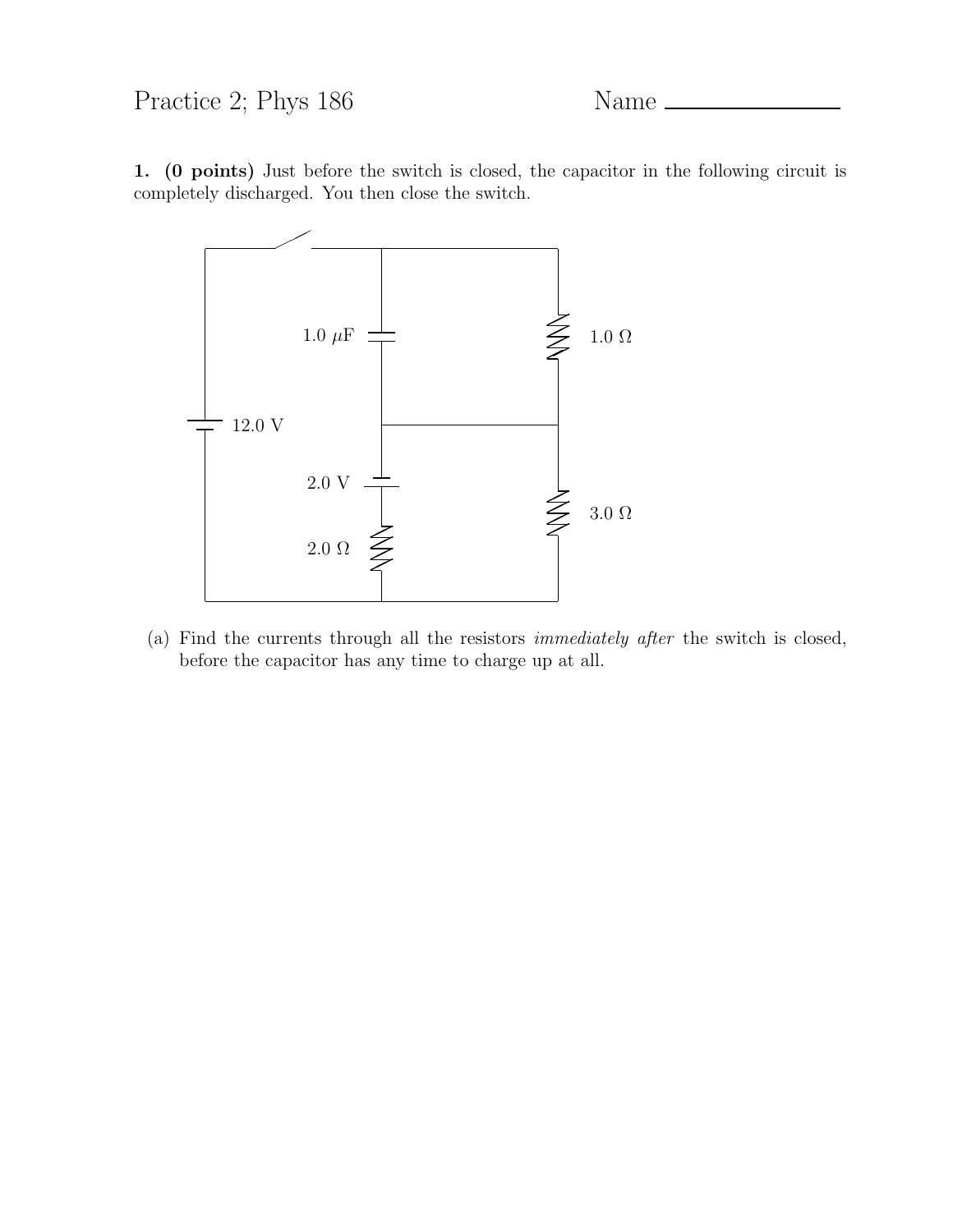Practice 2; Phys 186 Name ______________

**1. (0 points)** Just before the switch is closed, the capacitor in the following circuit is completely discharged. You then close the switch.

1.0 $\mu$F

1.0 $\Omega$

12.0 V

2.0 V

3.0 $\Omega$

2.0 $\Omega$

(a) Find the currents through all the resistors *immediately after* the switch is closed, before the capacitor has any time to charge up at all.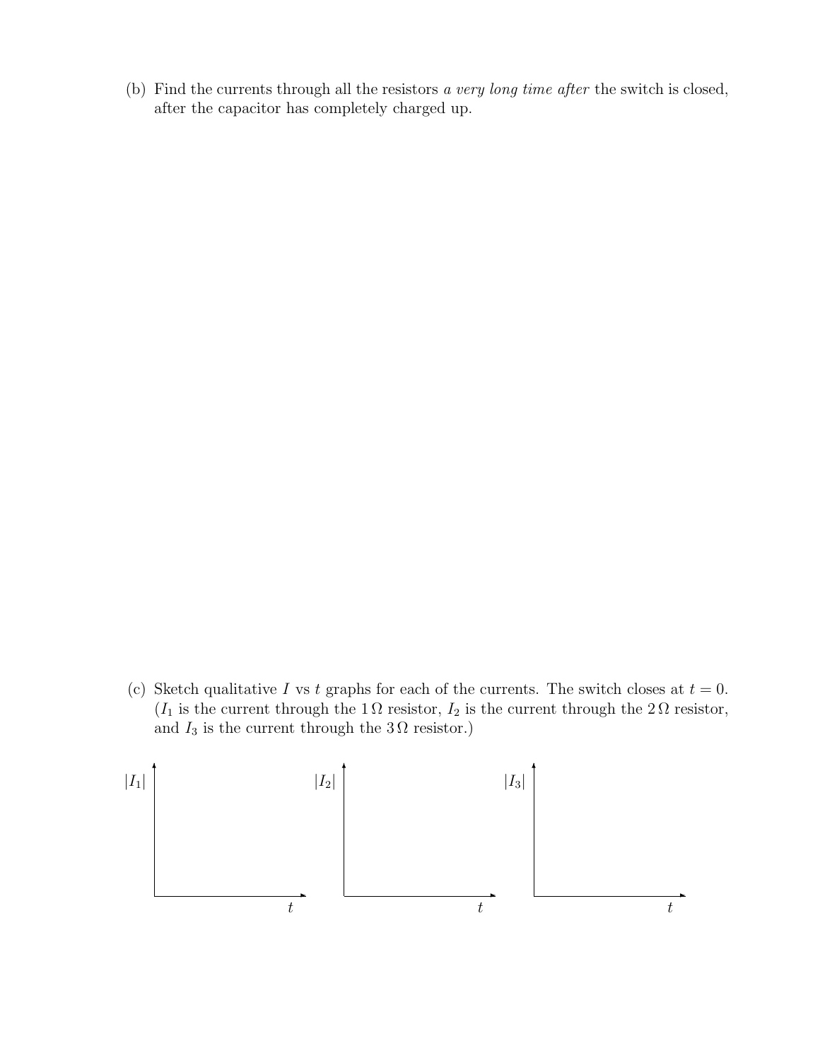(b) Find the currents through all the resistors *a very long time after* the switch is closed, after the capacitor has completely charged up.

(c) Sketch qualitative $I$ vs $t$ graphs for each of the currents. The switch closes at $t = 0$. ($I_1$ is the current through the $1\,\Omega$ resistor, $I_2$ is the current through the $2\,\Omega$ resistor, and $I_3$ is the current through the $3\,\Omega$ resistor.)

$|I_1|$ $t$

$|I_2|$ $t$

$|I_3|$ $t$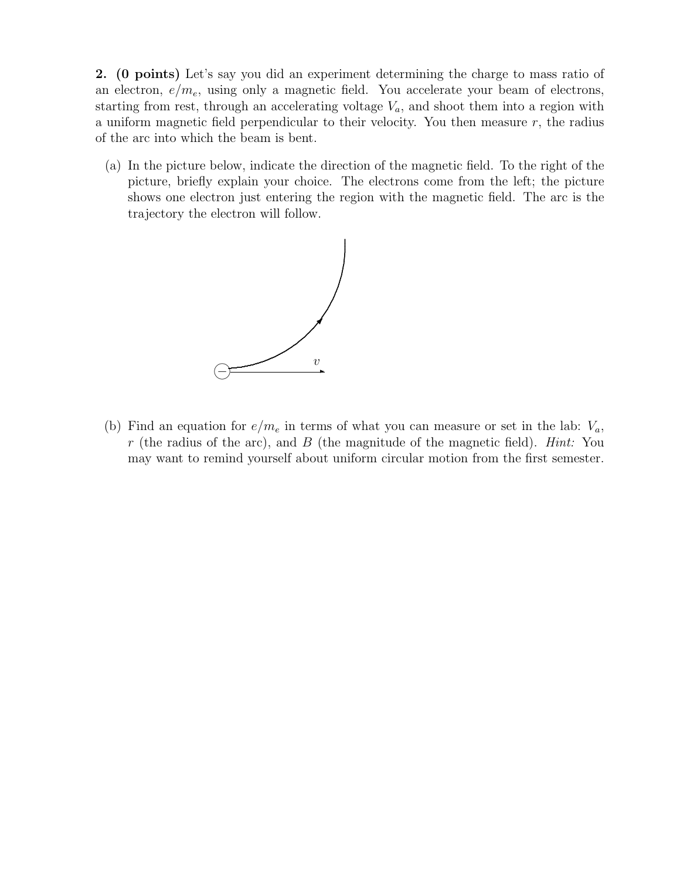**2. (0 points)** Let's say you did an experiment determining the charge to mass ratio of an electron, $e/m_e$, using only a magnetic field. You accelerate your beam of electrons, starting from rest, through an accelerating voltage $V_a$, and shoot them into a region with a uniform magnetic field perpendicular to their velocity. You then measure $r$, the radius of the arc into which the beam is bent.

(a) In the picture below, indicate the direction of the magnetic field. To the right of the picture, briefly explain your choice. The electrons come from the left; the picture shows one electron just entering the region with the magnetic field. The arc is the trajectory the electron will follow.

(b) Find an equation for $e/m_e$ in terms of what you can measure or set in the lab: $V_a$, $r$ (the radius of the arc), and $B$ (the magnitude of the magnetic field). *Hint:* You may want to remind yourself about uniform circular motion from the first semester.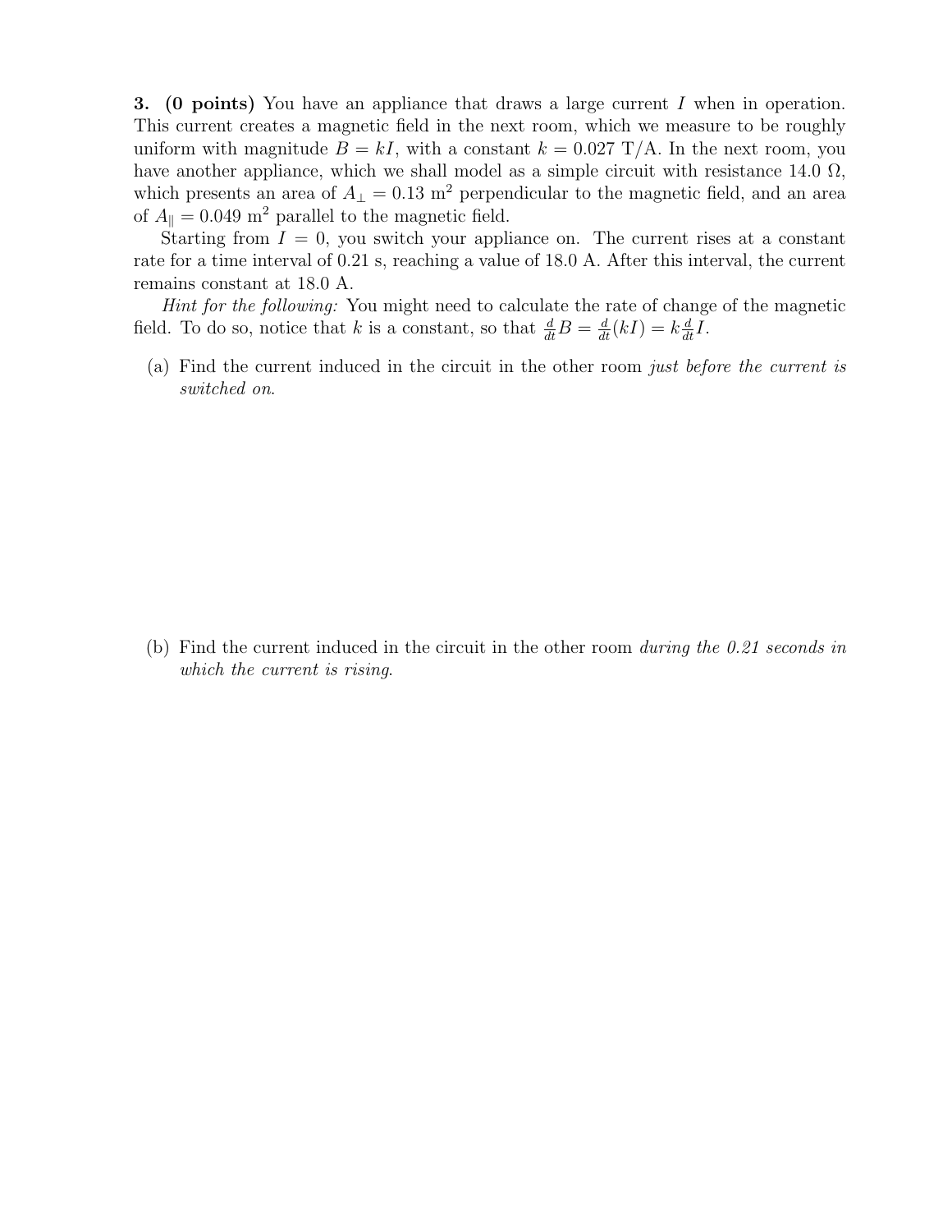**3. (0 points)** You have an appliance that draws a large current $I$ when in operation. This current creates a magnetic field in the next room, which we measure to be roughly uniform with magnitude $B = kI$, with a constant $k = 0.027$ T/A. In the next room, you have another appliance, which we shall model as a simple circuit with resistance 14.0 $\Omega$, which presents an area of $A_{\perp} = 0.13$ m$^2$ perpendicular to the magnetic field, and an area of $A_{\parallel} = 0.049$ m$^2$ parallel to the magnetic field.

Starting from $I = 0$, you switch your appliance on. The current rises at a constant rate for a time interval of 0.21 s, reaching a value of 18.0 A. After this interval, the current remains constant at 18.0 A.

*Hint for the following:* You might need to calculate the rate of change of the magnetic field. To do so, notice that $k$ is a constant, so that $\frac{d}{dt}B = \frac{d}{dt}(kI) = k\frac{d}{dt}I$.

(a) Find the current induced in the circuit in the other room *just before the current is switched on.*

(b) Find the current induced in the circuit in the other room *during the 0.21 seconds in which the current is rising.*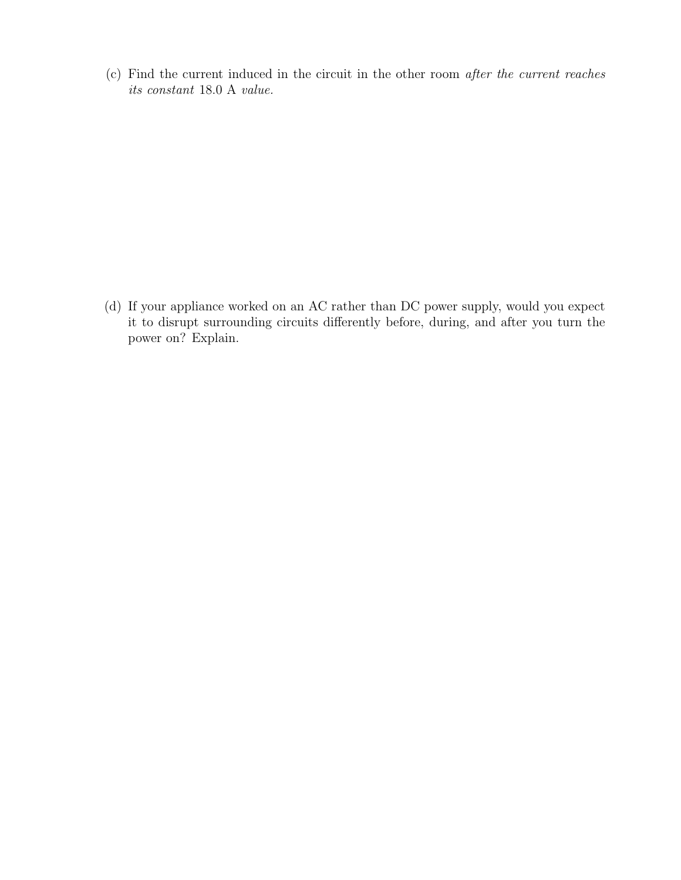(c) Find the current induced in the circuit in the other room *after the current reaches its constant* 18.0 A *value.*

(d) If your appliance worked on an AC rather than DC power supply, would you expect it to disrupt surrounding circuits differently before, during, and after you turn the power on? Explain.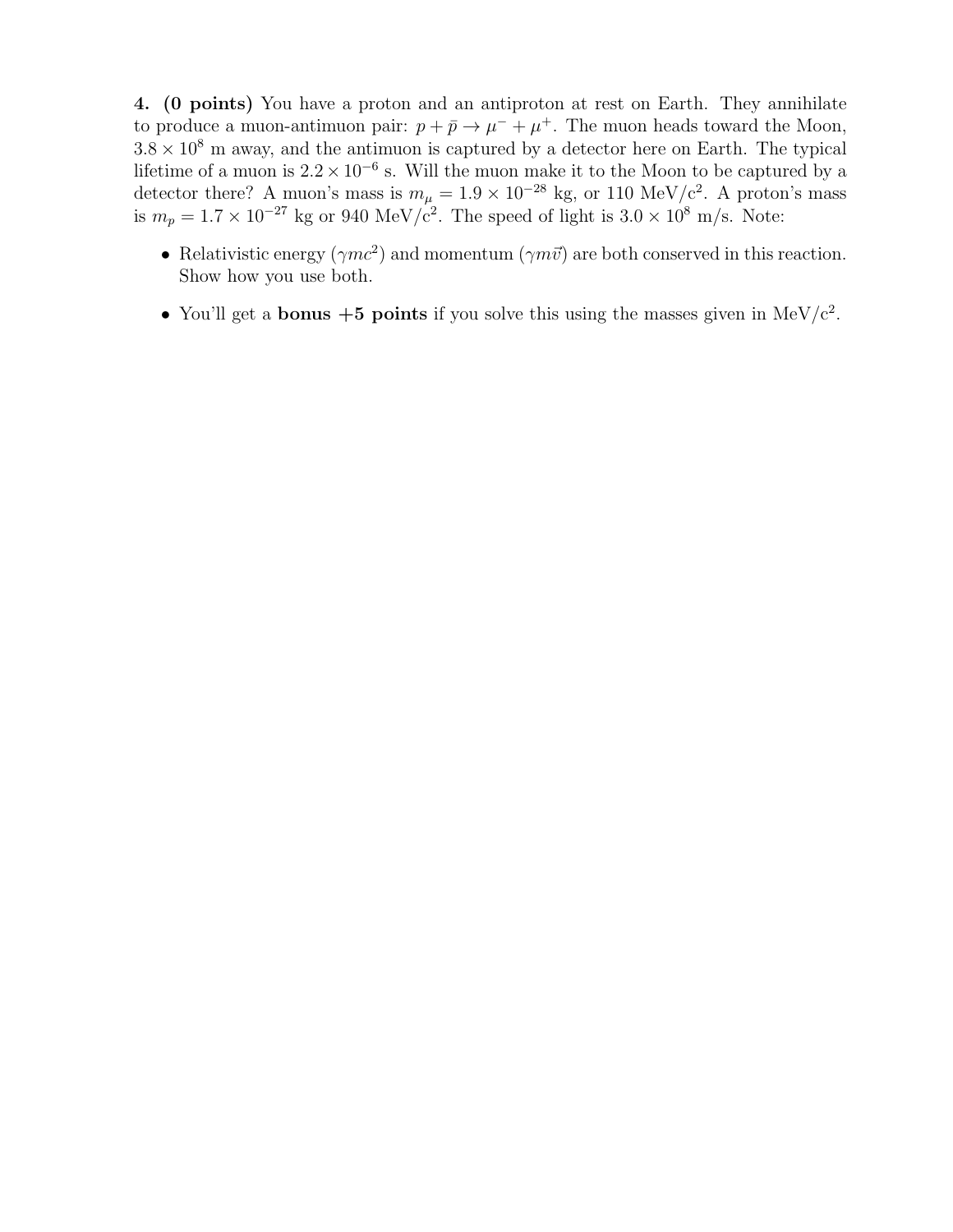**4. (0 points)** You have a proton and an antiproton at rest on Earth. They annihilate to produce a muon-antimuon pair: $p + \bar{p} \rightarrow \mu^- + \mu^+$. The muon heads toward the Moon, $3.8 \times 10^8$ m away, and the antimuon is captured by a detector here on Earth. The typical lifetime of a muon is $2.2 \times 10^{-6}$ s. Will the muon make it to the Moon to be captured by a detector there? A muon's mass is $m_\mu = 1.9 \times 10^{-28}$ kg, or 110 MeV/c$^2$. A proton's mass is $m_p = 1.7 \times 10^{-27}$ kg or 940 MeV/c$^2$. The speed of light is $3.0 \times 10^8$ m/s. Note:

- Relativistic energy ($\gamma mc^2$) and momentum ($\gamma m\vec{v}$) are both conserved in this reaction. Show how you use both.
- You'll get a **bonus +5 points** if you solve this using the masses given in MeV/c$^2$.